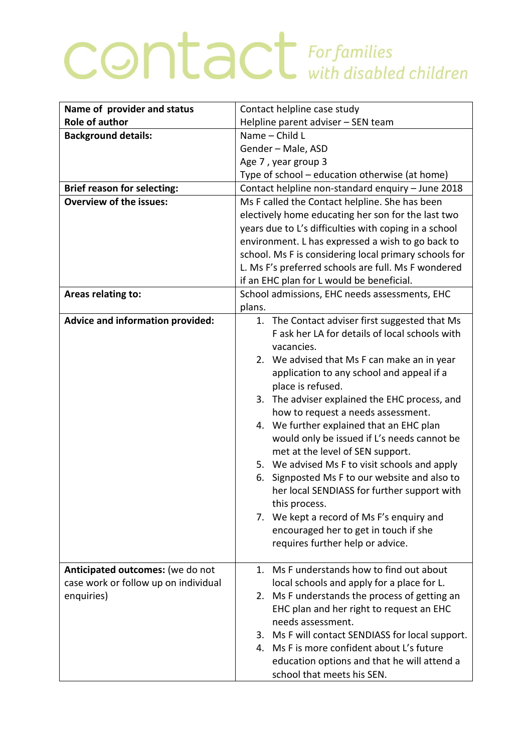# contact *For families with disabled children*

| **Name of provider and status**<br>**Role of author** | Contact helpline case study<br>Helpline parent adviser – SEN team |
|---|---|
| **Background details:** | Name – Child L<br>Gender – Male, ASD<br>Age 7 , year group 3<br>Type of school – education otherwise (at home) |
| **Brief reason for selecting:** | Contact helpline non-standard enquiry – June 2018 |
| **Overview of the issues:** | Ms F called the Contact helpline. She has been electively home educating her son for the last two years due to L's difficulties with coping in a school environment. L has expressed a wish to go back to school. Ms F is considering local primary schools for L. Ms F's preferred schools are full. Ms F wondered if an EHC plan for L would be beneficial. |
| **Areas relating to:** | School admissions, EHC needs assessments, EHC plans. |
| **Advice and information provided:** | 1. The Contact adviser first suggested that Ms F ask her LA for details of local schools with vacancies.<br>2. We advised that Ms F can make an in year application to any school and appeal if a place is refused.<br>3. The adviser explained the EHC process, and how to request a needs assessment.<br>4. We further explained that an EHC plan would only be issued if L's needs cannot be met at the level of SEN support.<br>5. We advised Ms F to visit schools and apply<br>6. Signposted Ms F to our website and also to her local SENDIASS for further support with this process.<br>7. We kept a record of Ms F's enquiry and encouraged her to get in touch if she requires further help or advice. |
| **Anticipated outcomes:** (we do not case work or follow up on individual enquiries) | 1. Ms F understands how to find out about local schools and apply for a place for L.<br>2. Ms F understands the process of getting an EHC plan and her right to request an EHC needs assessment.<br>3. Ms F will contact SENDIASS for local support.<br>4. Ms F is more confident about L's future education options and that he will attend a school that meets his SEN. |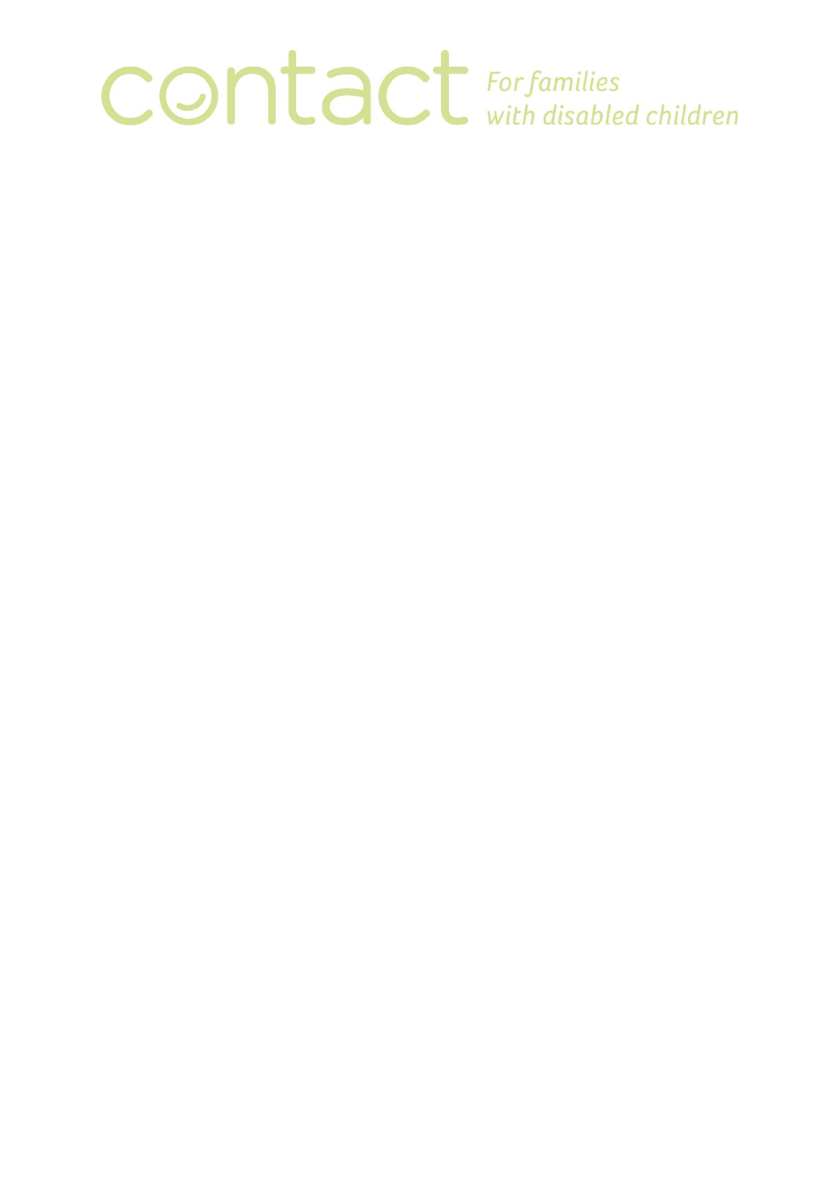contact *For families with disabled children*